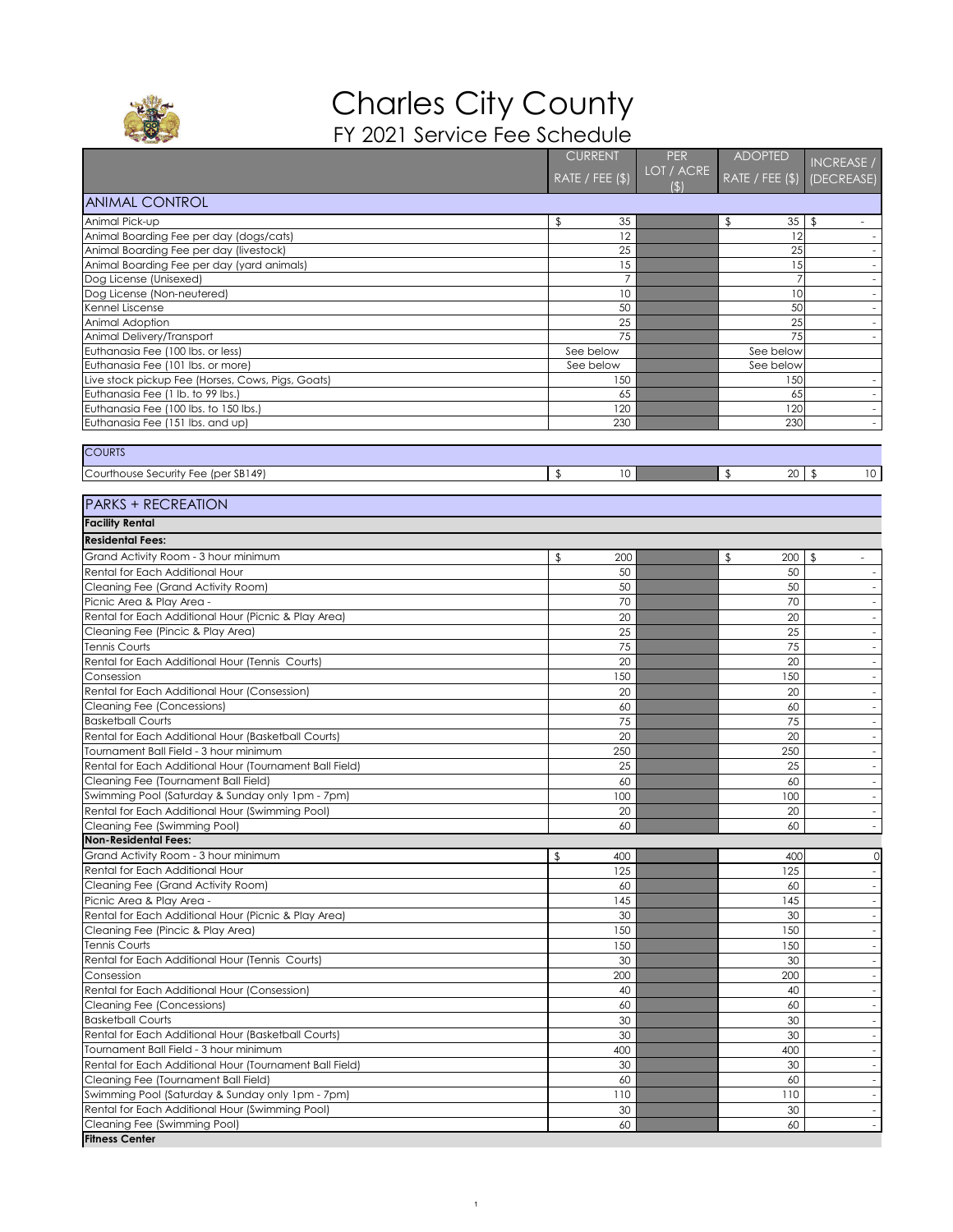# Charles City County

## FY 2021 Service Fee Schedule

| | CURRENT RATE / FEE ($) | PER LOT / ACRE ($) | ADOPTED RATE / FEE ($) | INCREASE / (DECREASE) |
|---|---|---|---|---|
| **ANIMAL CONTROL** | | | | |
| Animal Pick-up | $ 35 | | $ 35 | $ - |
| Animal Boarding Fee per day (dogs/cats) | 12 | | 12 | - |
| Animal Boarding Fee per day (livestock) | 25 | | 25 | - |
| Animal Boarding Fee per day (yard animals) | 15 | | 15 | - |
| Dog License (Unisexed) | 7 | | 7 | - |
| Dog License (Non-neutered) | 10 | | 10 | - |
| Kennel Liscense | 50 | | 50 | - |
| Animal Adoption | 25 | | 25 | - |
| Animal Delivery/Transport | 75 | | 75 | - |
| Euthanasia Fee (100 lbs. or less) | See below | | See below | |
| Euthanasia Fee (101 lbs. or more) | See below | | See below | |
| Live stock pickup Fee (Horses, Cows, Pigs, Goats) | 150 | | 150 | - |
| Euthanasia Fee (1 lb. to 99 lbs.) | 65 | | 65 | - |
| Euthanasia Fee (100 lbs. to 150 lbs.) | 120 | | 120 | - |
| Euthanasia Fee (151 lbs. and up) | 230 | | 230 | - |
| **COURTS** | | | | |
| Courthouse Security Fee (per SB149) | $ 10 | | $ 20 | $ 10 |
| **PARKS + RECREATION** | | | | |
| **Facility Rental** | | | | |
| **Residental Fees:** | | | | |
| Grand Activity Room - 3 hour minimum | $ 200 | | $ 200 | $ - |
| Rental for Each Additional Hour | 50 | | 50 | - |
| Cleaning Fee (Grand Activity Room) | 50 | | 50 | - |
| Picnic Area & Play Area - | 70 | | 70 | - |
| Rental for Each Additional Hour (Picnic & Play Area) | 20 | | 20 | - |
| Cleaning Fee (Pincic & Play Area) | 25 | | 25 | - |
| Tennis Courts | 75 | | 75 | - |
| Rental for Each Additional Hour (Tennis Courts) | 20 | | 20 | - |
| Consession | 150 | | 150 | - |
| Rental for Each Additional Hour (Consession) | 20 | | 20 | - |
| Cleaning Fee (Concessions) | 60 | | 60 | - |
| Basketball Courts | 75 | | 75 | - |
| Rental for Each Additional Hour (Basketball Courts) | 20 | | 20 | - |
| Tournament Ball Field - 3 hour minimum | 250 | | 250 | - |
| Rental for Each Additional Hour (Tournament Ball Field) | 25 | | 25 | - |
| Cleaning Fee (Tournament Ball Field) | 60 | | 60 | - |
| Swimming Pool (Saturday & Sunday only 1pm - 7pm) | 100 | | 100 | - |
| Rental for Each Additional Hour (Swimming Pool) | 20 | | 20 | - |
| Cleaning Fee (Swimming Pool) | 60 | | 60 | - |
| **Non-Residental Fees:** | | | | |
| Grand Activity Room - 3 hour minimum | $ 400 | | 400 | 0 |
| Rental for Each Additional Hour | 125 | | 125 | - |
| Cleaning Fee (Grand Activity Room) | 60 | | 60 | - |
| Picnic Area & Play Area - | 145 | | 145 | - |
| Rental for Each Additional Hour (Picnic & Play Area) | 30 | | 30 | - |
| Cleaning Fee (Pincic & Play Area) | 150 | | 150 | - |
| Tennis Courts | 150 | | 150 | - |
| Rental for Each Additional Hour (Tennis Courts) | 30 | | 30 | - |
| Consession | 200 | | 200 | - |
| Rental for Each Additional Hour (Consession) | 40 | | 40 | - |
| Cleaning Fee (Concessions) | 60 | | 60 | - |
| Basketball Courts | 30 | | 30 | - |
| Rental for Each Additional Hour (Basketball Courts) | 30 | | 30 | - |
| Tournament Ball Field - 3 hour minimum | 400 | | 400 | - |
| Rental for Each Additional Hour (Tournament Ball Field) | 30 | | 30 | - |
| Cleaning Fee (Tournament Ball Field) | 60 | | 60 | - |
| Swimming Pool (Saturday & Sunday only 1pm - 7pm) | 110 | | 110 | - |
| Rental for Each Additional Hour (Swimming Pool) | 30 | | 30 | - |
| Cleaning Fee (Swimming Pool) | 60 | | 60 | - |
| **Fitness Center** | | | | |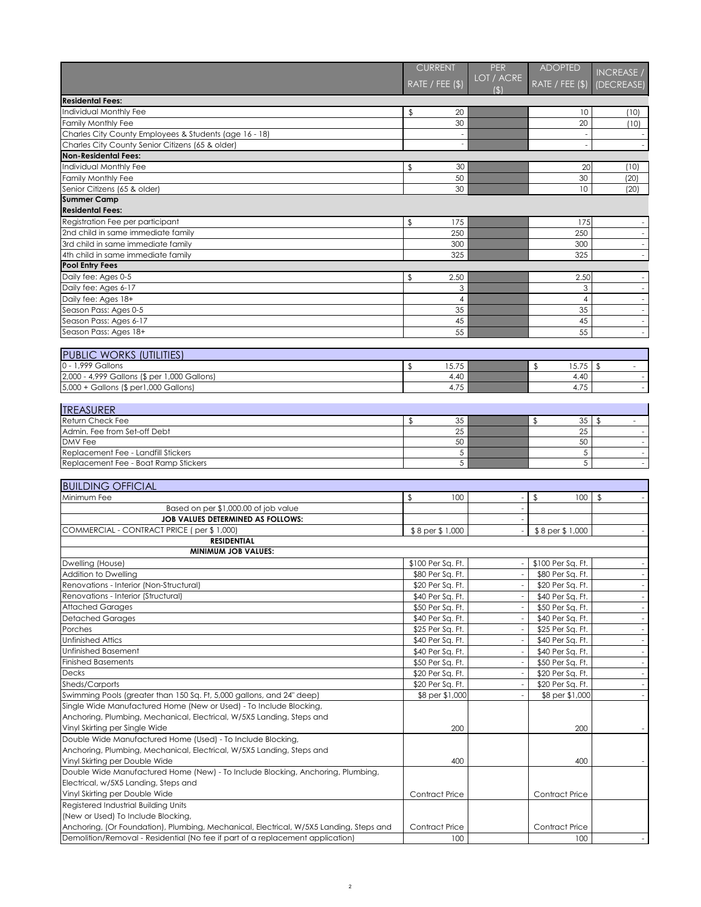| | CURRENT RATE / FEE ($) | PER LOT / ACRE ($) | ADOPTED RATE / FEE ($) | INCREASE / (DECREASE) |
|---|---|---|---|---|
| **Residental Fees:** | | | | |
| Individual Monthly Fee | $ 20 | | 10 | (10) |
| Family Monthly Fee | 30 | | 20 | (10) |
| Charles City County Employees & Students (age 16 - 18) | - | | - | - |
| Charles City County Senior Citizens (65 & older) | - | | - | - |
| **Non-Residental Fees:** | | | | |
| Individual Monthly Fee | $ 30 | | 20 | (10) |
| Family Monthly Fee | 50 | | 30 | (20) |
| Senior Citizens (65 & older) | 30 | | 10 | (20) |
| **Summer Camp** | | | | |
| **Residental Fees:** | | | | |
| Registration Fee per participant | $ 175 | | 175 | - |
| 2nd child in same immediate family | 250 | | 250 | - |
| 3rd child in same immediate family | 300 | | 300 | - |
| 4th child in same immediate family | 325 | | 325 | - |
| **Pool Entry Fees** | | | | |
| Daily fee: Ages 0-5 | $ 2.50 | | 2.50 | - |
| Daily fee: Ages 6-17 | 3 | | 3 | - |
| Daily fee: Ages 18+ | 4 | | 4 | - |
| Season Pass: Ages 0-5 | 35 | | 35 | - |
| Season Pass: Ages 6-17 | 45 | | 45 | - |
| Season Pass: Ages 18+ | 55 | | 55 | - |

| PUBLIC WORKS (UTILITIES) | | | | |
|---|---|---|---|---|
| 0 - 1,999 Gallons | $ 15.75 | | $ 15.75 | $ - |
| 2,000 - 4,999 Gallons ($ per 1,000 Gallons) | 4.40 | | 4.40 | - |
| 5,000 + Gallons ($ per1,000 Gallons) | 4.75 | | 4.75 | - |

| TREASURER | | | | |
|---|---|---|---|---|
| Return Check Fee | $ 35 | | $ 35 | $ - |
| Admin. Fee from Set-off Debt | 25 | | 25 | - |
| DMV Fee | 50 | | 50 | - |
| Replacement Fee - Landfill Stickers | 5 | | 5 | - |
| Replacement Fee - Boat Ramp Stickers | 5 | | 5 | - |

| BUILDING OFFICIAL | | | | |
|---|---|---|---|---|
| Minimum Fee | $ 100 | - | $ 100 | $ - |
| Based on per $1,000.00 of job value | | - | | |
| **JOB VALUES DETERMINED AS FOLLOWS:** | | - | | |
| COMMERCIAL - CONTRACT PRICE ( per $ 1,000) | $ 8 per $ 1,000 | - | $ 8 per $ 1,000 | - |
| **RESIDENTIAL** | | | | |
| **MINIMUM JOB VALUES:** | | | | |
| Dwelling (House) | $100 Per Sq. Ft. | - | $100 Per Sq. Ft. | - |
| Addition to Dwelling | $80 Per Sq. Ft. | - | $80 Per Sq. Ft. | - |
| Renovations - Interior (Non-Structural) | $20 Per Sq. Ft. | - | $20 Per Sq. Ft. | - |
| Renovations - Interior (Structural) | $40 Per Sq. Ft. | - | $40 Per Sq. Ft. | - |
| Attached Garages | $50 Per Sq. Ft. | - | $50 Per Sq. Ft. | - |
| Detached Garages | $40 Per Sq. Ft. | - | $40 Per Sq. Ft. | - |
| Porches | $25 Per Sq. Ft. | - | $25 Per Sq. Ft. | - |
| Unfinished Attics | $40 Per Sq. Ft. | - | $40 Per Sq. Ft. | - |
| Unfinished Basement | $40 Per Sq. Ft. | - | $40 Per Sq. Ft. | - |
| Finished Basements | $50 Per Sq. Ft. | - | $50 Per Sq. Ft. | - |
| Decks | $20 Per Sq. Ft. | - | $20 Per Sq. Ft. | - |
| Sheds/Carports | $20 Per Sq. Ft. | - | $20 Per Sq. Ft. | - |
| Swimming Pools (greater than 150 Sq. Ft, 5,000 gallons, and 24" deep) | $8 per $1,000 | - | $8 per $1,000 | - |
| Single Wide Manufactured Home (New or Used) - To Include Blocking, Anchoring, Plumbing, Mechanical, Electrical, W/5X5 Landing, Steps and Vinyl Skirting per Single Wide | 200 | | 200 | - |
| Double Wide Manufactured Home (Used) - To Include Blocking, Anchoring, Plumbing, Mechanical, Electrical, W/5X5 Landing, Steps and Vinyl Skirting per Double Wide | 400 | | 400 | - |
| Double Wide Manufactured Home (New) - To Include Blocking, Anchoring, Plumbing, Electrical, w/5X5 Landing, Steps and Vinyl Skirting per Double Wide | Contract Price | | Contract Price | |
| Registered Industrial Building Units (New or Used) To Include Blocking, Anchoring, (Or Foundation), Plumbing, Mechanical, Electrical, W/5X5 Landing, Steps and | Contract Price | | Contract Price | |
| Demolition/Removal - Residential (No fee if part of a replacement application) | 100 | | 100 | - |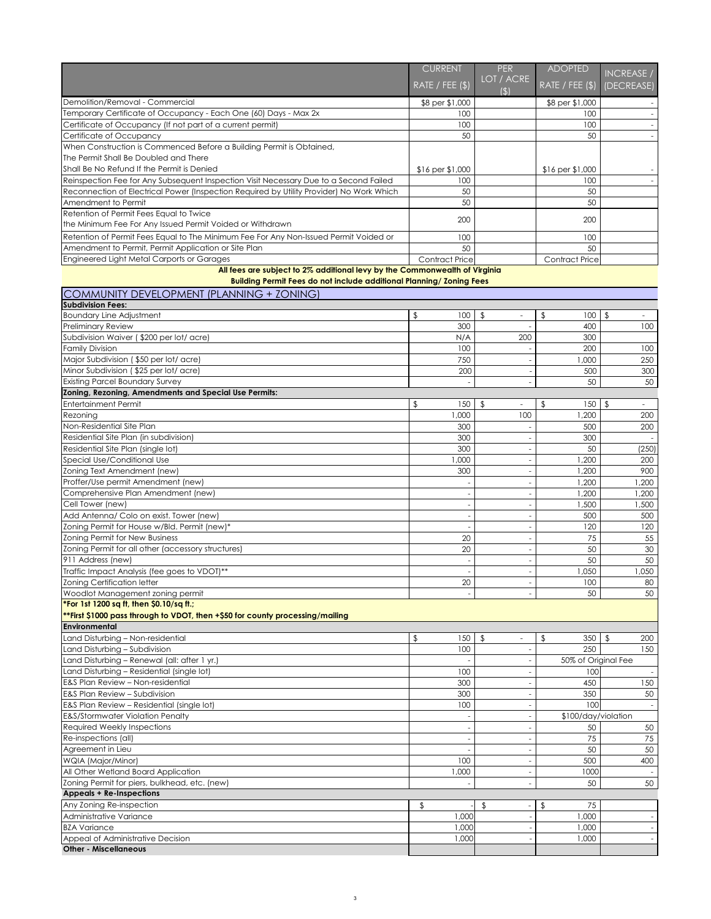| | CURRENT RATE / FEE ($) | PER LOT / ACRE ($) | ADOPTED RATE / FEE ($) | INCREASE / (DECREASE) |
|---|---|---|---|---|
| Demolition/Removal - Commercial | $8 per $1,000 | | $8 per $1,000 | - |
| Temporary Certificate of Occupancy - Each One (60) Days - Max 2x | 100 | | 100 | - |
| Certificate of Occupancy (If not part of a current permit) | 100 | | 100 | - |
| Certificate of Occupancy | 50 | | 50 | - |
| When Construction is Commenced Before a Building Permit is Obtained, The Permit Shall Be Doubled and There Shall Be No Refund If the Permit is Denied | $16 per $1,000 | | $16 per $1,000 | - |
| Reinspection Fee for Any Subsequent Inspection Visit Necessary Due to a Second Failed | 100 | | 100 | - |
| Reconnection of Electrical Power (Inspection Required by Utility Provider) No Work Which | 50 | | 50 | |
| Amendment to Permit | 50 | | 50 | |
| Retention of Permit Fees Equal to Twice the Minimum Fee For Any Issued Permit Voided or Withdrawn | 200 | | 200 | |
| Retention of Permit Fees Equal to The Minimum Fee For Any Non-Issued Permit Voided or | 100 | | 100 | |
| Amendment to Permit, Permit Application or Site Plan | 50 | | 50 | |
| Engineered Light Metal Carports or Garages | Contract Price | | Contract Price | |

**All fees are subject to 2% additional levy by the Commonwealth of Virginia**
**Building Permit Fees do not include additional Planning/ Zoning Fees**

## COMMUNITY DEVELOPMENT (PLANNING + ZONING)

| | CURRENT RATE / FEE ($) | PER LOT / ACRE ($) | ADOPTED RATE / FEE ($) | INCREASE / (DECREASE) |
|---|---|---|---|---|
| **Subdivision Fees:** | | | | |
| Boundary Line Adjustment | $ 100 | $ - | $ 100 | $ - |
| Preliminary Review | 300 | - | 400 | 100 |
| Subdivision Waiver ( $200 per lot/ acre) | N/A | 200 | 300 | |
| Family Division | 100 | - | 200 | 100 |
| Major Subdivision ( $50 per lot/ acre) | 750 | - | 1,000 | 250 |
| Minor Subdivision ( $25 per lot/ acre) | 200 | - | 500 | 300 |
| Existing Parcel Boundary Survey | - | - | 50 | 50 |
| **Zoning, Rezoning, Amendments and Special Use Permits:** | | | | |
| Entertainment Permit | $ 150 | $ - | $ 150 | $ - |
| Rezoning | 1,000 | 100 | 1,200 | 200 |
| Non-Residential Site Plan | 300 | - | 500 | 200 |
| Residential Site Plan (in subdivision) | 300 | - | 300 | - |
| Residential Site Plan (single lot) | 300 | - | 50 | (250) |
| Special Use/Conditional Use | 1,000 | - | 1,200 | 200 |
| Zoning Text Amendment (new) | 300 | - | 1,200 | 900 |
| Proffer/Use permit Amendment (new) | - | - | 1,200 | 1,200 |
| Comprehensive Plan Amendment (new) | - | - | 1,200 | 1,200 |
| Cell Tower (new) | - | - | 1,500 | 1,500 |
| Add Antenna/ Colo on exist. Tower (new) | - | - | 500 | 500 |
| Zoning Permit for House w/Bld. Permit (new)* | - | - | 120 | 120 |
| Zoning Permit for New Business | 20 | - | 75 | 55 |
| Zoning Permit for all other (accessory structures) | 20 | - | 50 | 30 |
| 911 Address (new) | - | - | 50 | 50 |
| Traffic Impact Analysis (fee goes to VDOT)** | - | - | 1,050 | 1,050 |
| Zoning Certification letter | 20 | - | 100 | 80 |
| Woodlot Management zoning permit | - | - | 50 | 50 |

**\*For 1st 1200 sq ft, then $0.10/sq ft.;**
**\*\*First $1000 pass through to VDOT, then +$50 for county processing/mailing**

| | CURRENT RATE / FEE ($) | PER LOT / ACRE ($) | ADOPTED RATE / FEE ($) | INCREASE / (DECREASE) |
|---|---|---|---|---|
| **Environmental** | | | | |
| Land Disturbing – Non-residential | $ 150 | $ - | $ 350 | $ 200 |
| Land Disturbing – Subdivision | 100 | - | 250 | 150 |
| Land Disturbing – Renewal (all: after 1 yr.) | - | - | 50% of Original Fee | |
| Land Disturbing – Residential (single lot) | 100 | - | 100 | - |
| E&S Plan Review – Non-residential | 300 | - | 450 | 150 |
| E&S Plan Review – Subdivision | 300 | - | 350 | 50 |
| E&S Plan Review – Residential (single lot) | 100 | - | 100 | - |
| E&S/Stormwater Violation Penalty | - | - | $100/day/violation | |
| Required Weekly Inspections | - | - | 50 | 50 |
| Re-inspections (all) | - | - | 75 | 75 |
| Agreement in Lieu | - | - | 50 | 50 |
| WQIA (Major/Minor) | 100 | - | 500 | 400 |
| All Other Wetland Board Application | 1,000 | - | 1000 | - |
| Zoning Permit for piers, bulkhead, etc. (new) | - | - | 50 | 50 |
| **Appeals + Re-Inspections** | | | | |
| Any Zoning Re-inspection | $ - | $ - | $ 75 | |
| Administrative Variance | 1,000 | - | 1,000 | - |
| BZA Variance | 1,000 | - | 1,000 | - |
| Appeal of Administrative Decision | 1,000 | - | 1,000 | - |
| **Other - Miscellaneous** | | | | |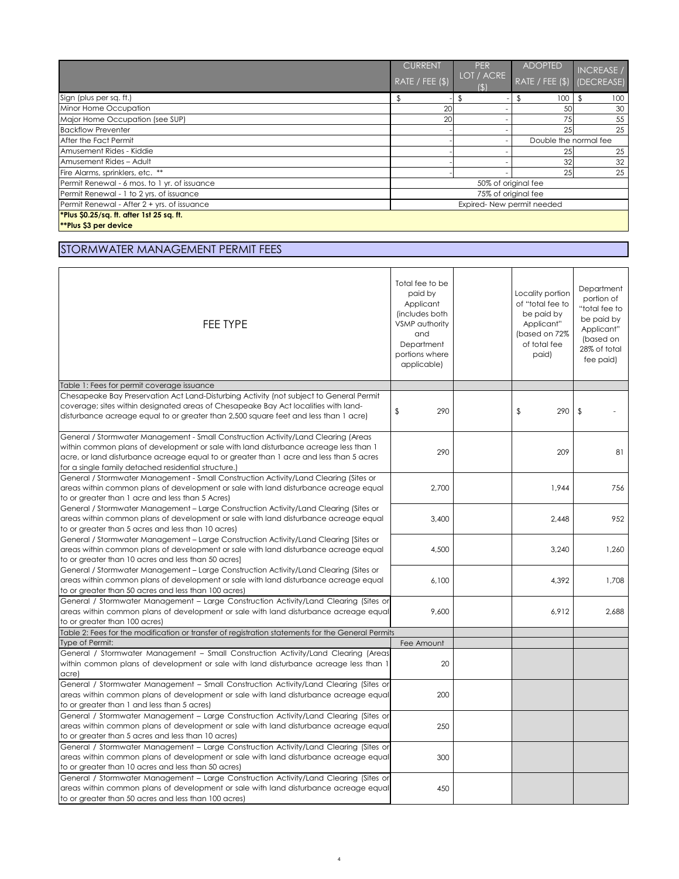| | CURRENT RATE / FEE ($) | PER LOT / ACRE ($) | ADOPTED RATE / FEE ($) | INCREASE / (DECREASE) |
|---|---|---|---|---|
| Sign (plus per sq. ft.) | $ - | $ - | $ 100 | $ 100 |
| Minor Home Occupation | 20 | - | 50 | 30 |
| Major Home Occupation (see SUP) | 20 | - | 75 | 55 |
| Backflow Preventer | - | - | 25 | 25 |
| After the Fact Permit | - | - | Double the normal fee | |
| Amusement Rides - Kiddie | - | - | 25 | 25 |
| Amusement Rides – Adult | - | - | 32 | 32 |
| Fire Alarms, sprinklers, etc. ** | - | - | 25 | 25 |
| Permit Renewal - 6 mos. to 1 yr. of issuance | 50% of original fee | | | |
| Permit Renewal - 1 to 2 yrs. of issuance | 75% of original fee | | | |
| Permit Renewal - After 2 + yrs. of issuance | Expired- New permit needed | | | |

**\*Plus $0.25/sq. ft. after 1st 25 sq. ft.**
**\*\*Plus $3 per device**

## STORMWATER MANAGEMENT PERMIT FEES

| FEE TYPE | Total fee to be paid by Applicant (includes both VSMP authority and Department portions where applicable) | | Locality portion of "total fee to be paid by Applicant" (based on 72% of total fee paid) | Department portion of "total fee to be paid by Applicant" (based on 28% of total fee paid) |
|---|---|---|---|---|
| Table 1: Fees for permit coverage issuance | | | | |
| Chesapeake Bay Preservation Act Land-Disturbing Activity (not subject to General Permit coverage; sites within designated areas of Chesapeake Bay Act localities with land-disturbance acreage equal to or greater than 2,500 square feet and less than 1 acre) | $ 290 | | $ 290 | $ - |
| General / Stormwater Management - Small Construction Activity/Land Clearing (Areas within common plans of development or sale with land disturbance acreage less than 1 acre, or land disturbance acreage equal to or greater than 1 acre and less than 5 acres for a single family detached residential structure.) | 290 | | 209 | 81 |
| General / Stormwater Management - Small Construction Activity/Land Clearing (Sites or areas within common plans of development or sale with land disturbance acreage equal to or greater than 1 acre and less than 5 Acres) | 2,700 | | 1,944 | 756 |
| General / Stormwater Management – Large Construction Activity/Land Clearing (Sites or areas within common plans of development or sale with land disturbance acreage equal to or greater than 5 acres and less than 10 acres) | 3,400 | | 2,448 | 952 |
| General / Stormwater Management – Large Construction Activity/Land Clearing [Sites or areas within common plans of development or sale with land disturbance acreage equal to or greater than 10 acres and less than 50 acres] | 4,500 | | 3,240 | 1,260 |
| General / Stormwater Management – Large Construction Activity/Land Clearing (Sites or areas within common plans of development or sale with land disturbance acreage equal to or greater than 50 acres and less than 100 acres) | 6,100 | | 4,392 | 1,708 |
| General / Stormwater Management – Large Construction Activity/Land Clearing (Sites or areas within common plans of development or sale with land disturbance acreage equal to or greater than 100 acres) | 9,600 | | 6,912 | 2,688 |
| Table 2: Fees for the modification or transfer of registration statements for the General Permits | | | | |
| Type of Permit: | Fee Amount | | | |
| General / Stormwater Management – Small Construction Activity/Land Clearing (Areas within common plans of development or sale with land disturbance acreage less than 1 acre) | 20 | | | |
| General / Stormwater Management – Small Construction Activity/Land Clearing (Sites or areas within common plans of development or sale with land disturbance acreage equal to or greater than 1 and less than 5 acres) | 200 | | | |
| General / Stormwater Management – Large Construction Activity/Land Clearing (Sites or areas within common plans of development or sale with land disturbance acreage equal to or greater than 5 acres and less than 10 acres) | 250 | | | |
| General / Stormwater Management – Large Construction Activity/Land Clearing (Sites or areas within common plans of development or sale with land disturbance acreage equal to or greater than 10 acres and less than 50 acres) | 300 | | | |
| General / Stormwater Management – Large Construction Activity/Land Clearing (Sites or areas within common plans of development or sale with land disturbance acreage equal to or greater than 50 acres and less than 100 acres) | 450 | | | |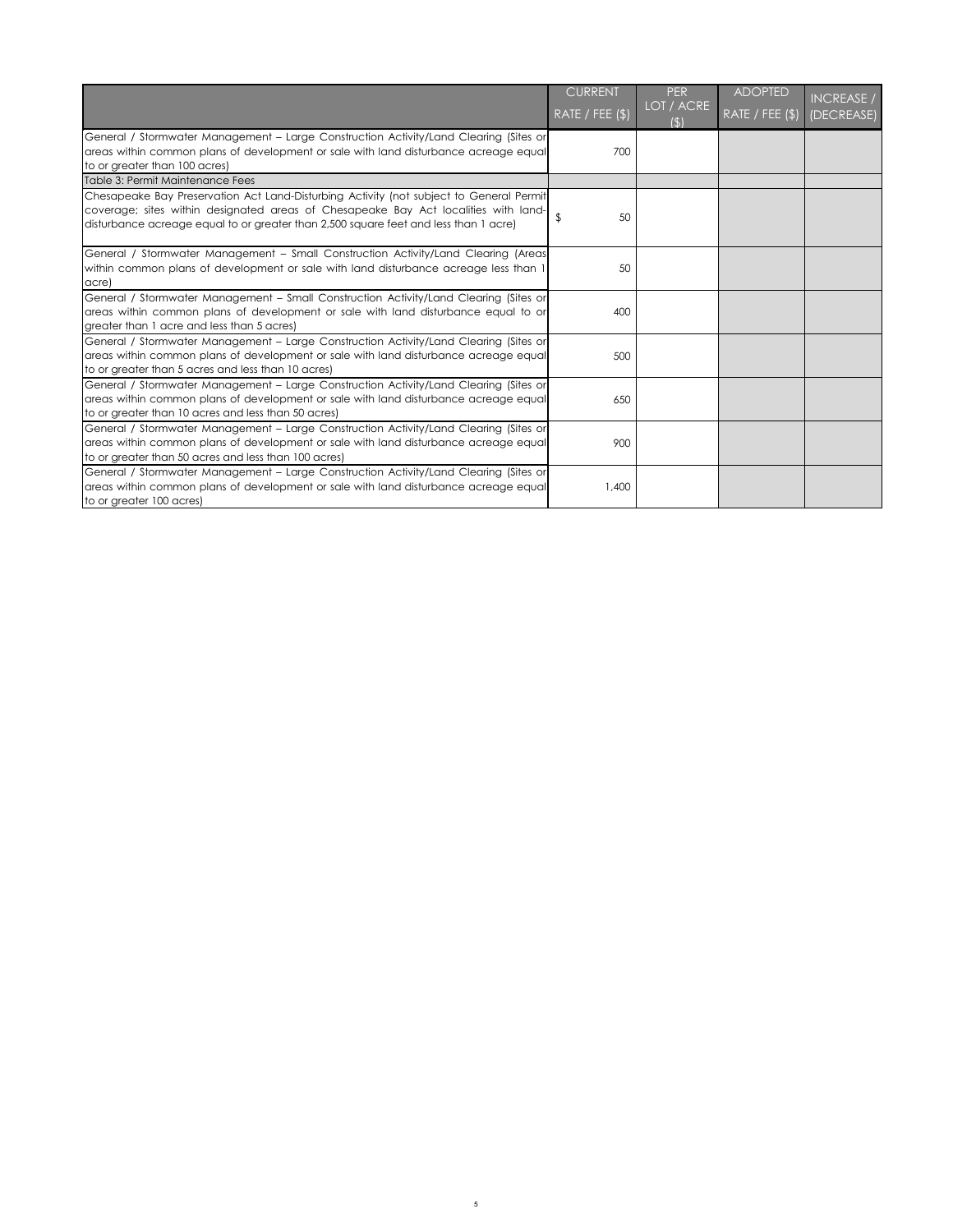| | CURRENT RATE / FEE ($) | PER LOT / ACRE ($) | ADOPTED RATE / FEE ($) | INCREASE / (DECREASE) |
|---|---|---|---|---|
| General / Stormwater Management – Large Construction Activity/Land Clearing (Sites or areas within common plans of development or sale with land disturbance acreage equal to or greater than 100 acres) | 700 | | | |
| Table 3: Permit Maintenance Fees | | | | |
| Chesapeake Bay Preservation Act Land-Disturbing Activity (not subject to General Permit coverage; sites within designated areas of Chesapeake Bay Act localities with land-disturbance acreage equal to or greater than 2,500 square feet and less than 1 acre) | $ 50 | | | |
| General / Stormwater Management – Small Construction Activity/Land Clearing (Areas within common plans of development or sale with land disturbance acreage less than 1 acre) | 50 | | | |
| General / Stormwater Management – Small Construction Activity/Land Clearing (Sites or areas within common plans of development or sale with land disturbance equal to or greater than 1 acre and less than 5 acres) | 400 | | | |
| General / Stormwater Management – Large Construction Activity/Land Clearing (Sites or areas within common plans of development or sale with land disturbance acreage equal to or greater than 5 acres and less than 10 acres) | 500 | | | |
| General / Stormwater Management – Large Construction Activity/Land Clearing (Sites or areas within common plans of development or sale with land disturbance acreage equal to or greater than 10 acres and less than 50 acres) | 650 | | | |
| General / Stormwater Management – Large Construction Activity/Land Clearing (Sites or areas within common plans of development or sale with land disturbance acreage equal to or greater than 50 acres and less than 100 acres) | 900 | | | |
| General / Stormwater Management – Large Construction Activity/Land Clearing (Sites or areas within common plans of development or sale with land disturbance acreage equal to or greater 100 acres) | 1,400 | | | |